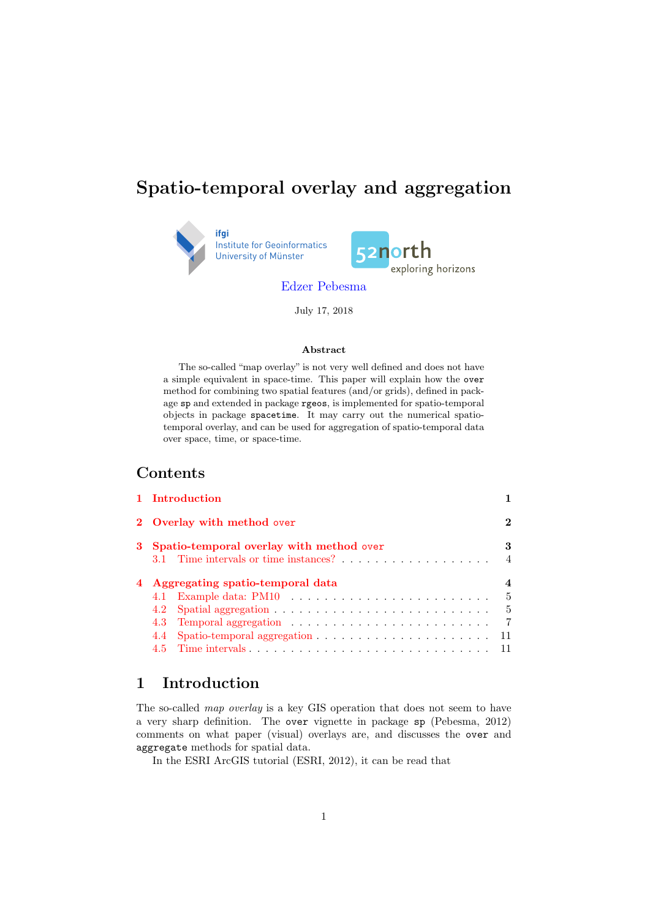# Spatio-temporal overlay and aggregation

Edzer Pebesma

July 17, 2018

### Abstract

The so-called "map overlay" is not very well defined and does not have a simple equivalent in space-time. This paper will explain how the `over` method for combining two spatial features (and/or grids), defined in package `sp` and extended in package `rgeos`, is implemented for spatio-temporal objects in package `spacetime`. It may carry out the numerical spatio-temporal overlay, and can be used for aggregation of spatio-temporal data over space, time, or space-time.

## Contents

- 1 Introduction — 1
- 2 Overlay with method `over` — 2
- 3 Spatio-temporal overlay with method `over` — 3
  - 3.1 Time intervals or time instances? — 4
- 4 Aggregating spatio-temporal data — 4
  - 4.1 Example data: PM10 — 5
  - 4.2 Spatial aggregation — 5
  - 4.3 Temporal aggregation — 7
  - 4.4 Spatio-temporal aggregation — 11
  - 4.5 Time intervals — 11

## 1 Introduction

The so-called *map overlay* is a key GIS operation that does not seem to have a very sharp definition. The `over` vignette in package `sp` (Pebesma, 2012) comments on what paper (visual) overlays are, and discusses the `over` and `aggregate` methods for spatial data.

In the ESRI ArcGIS tutorial (ESRI, 2012), it can be read that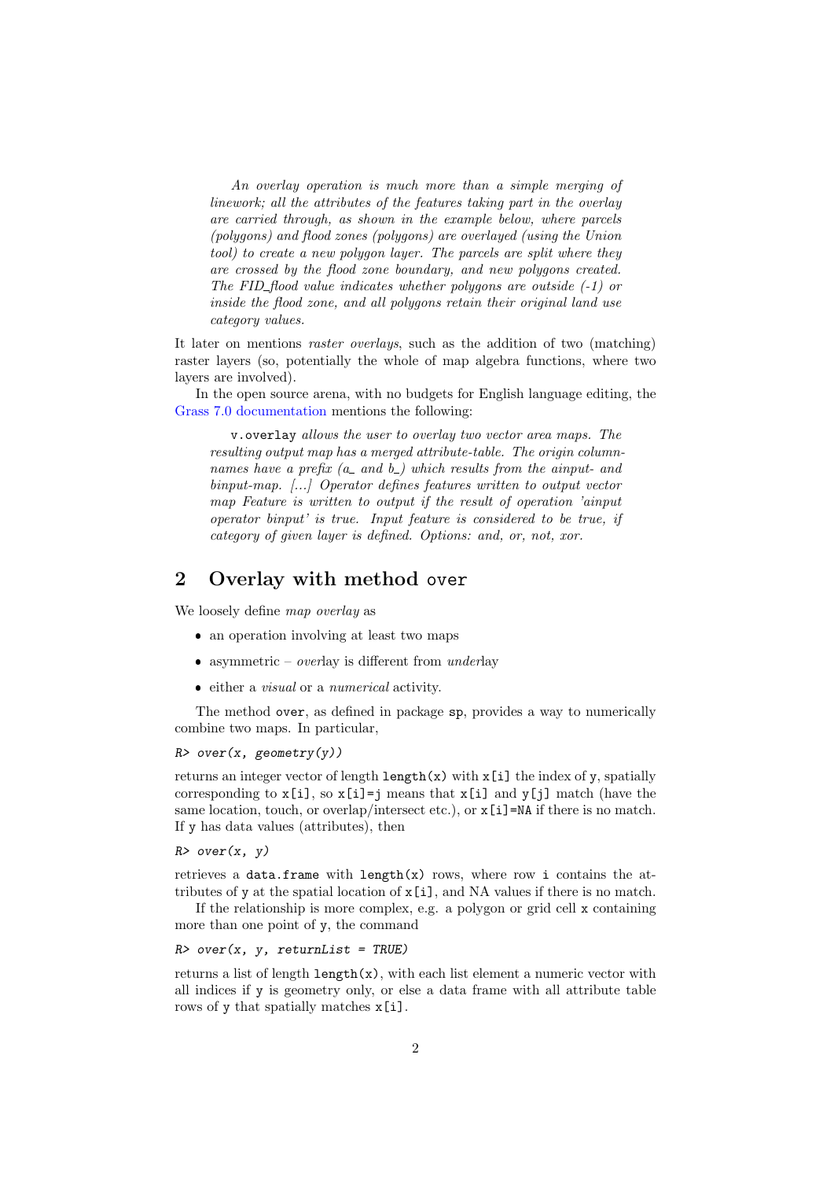> *An overlay operation is much more than a simple merging of linework; all the attributes of the features taking part in the overlay are carried through, as shown in the example below, where parcels (polygons) and flood zones (polygons) are overlayed (using the Union tool) to create a new polygon layer. The parcels are split where they are crossed by the flood zone boundary, and new polygons created. The FID_flood value indicates whether polygons are outside (-1) or inside the flood zone, and all polygons retain their original land use category values.*

It later on mentions *raster overlays*, such as the addition of two (matching) raster layers (so, potentially the whole of map algebra functions, where two layers are involved).

In the open source arena, with no budgets for English language editing, the Grass 7.0 documentation mentions the following:

> `v.overlay` *allows the user to overlay two vector area maps. The resulting output map has a merged attribute-table. The origin column-names have a prefix (a_ and b_) which results from the ainput- and binput-map. [...] Operator defines features written to output vector map Feature is written to output if the result of operation 'ainput operator binput' is true. Input feature is considered to be true, if category of given layer is defined. Options: and, or, not, xor.*

## 2 Overlay with method `over`

We loosely define *map overlay* as

- an operation involving at least two maps
- asymmetric – *over*lay is different from *under*lay
- either a *visual* or a *numerical* activity.

The method `over`, as defined in package `sp`, provides a way to numerically combine two maps. In particular,

```
R> over(x, geometry(y))
```

returns an integer vector of length `length(x)` with `x[i]` the index of `y`, spatially corresponding to `x[i]`, so `x[i]=j` means that `x[i]` and `y[j]` match (have the same location, touch, or overlap/intersect etc.), or `x[i]=NA` if there is no match. If `y` has data values (attributes), then

```
R> over(x, y)
```

retrieves a `data.frame` with `length(x)` rows, where row `i` contains the attributes of `y` at the spatial location of `x[i]`, and NA values if there is no match.

If the relationship is more complex, e.g. a polygon or grid cell `x` containing more than one point of `y`, the command

```
R> over(x, y, returnList = TRUE)
```

returns a list of length `length(x)`, with each list element a numeric vector with all indices if `y` is geometry only, or else a data frame with all attribute table rows of `y` that spatially matches `x[i]`.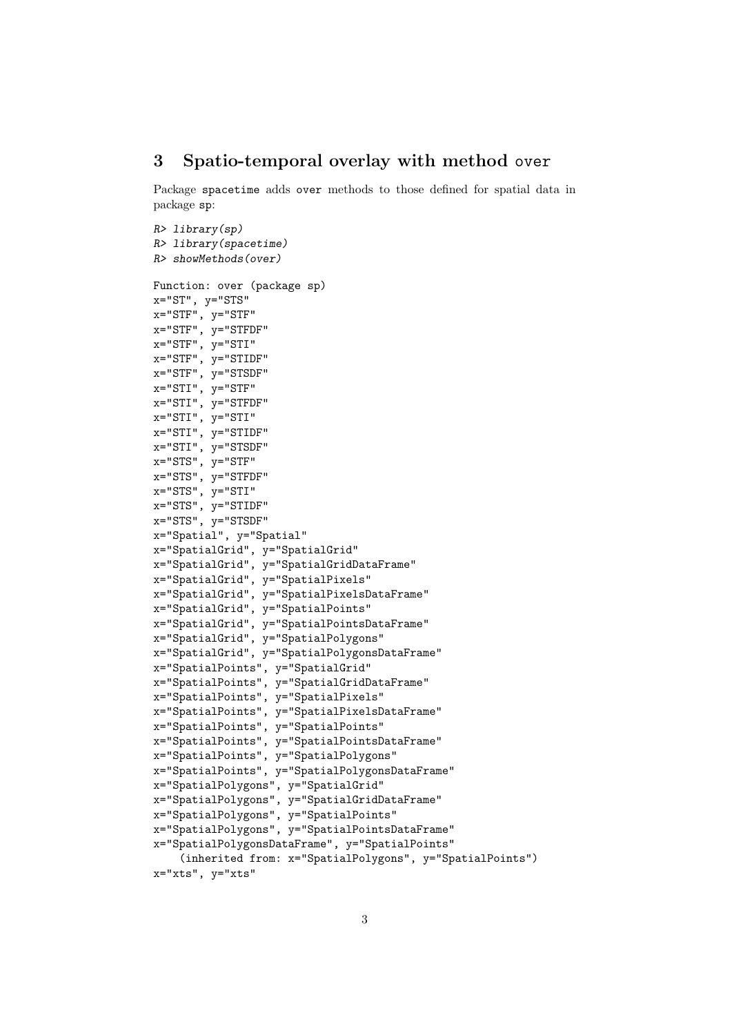## 3 Spatio-temporal overlay with method `over`

Package `spacetime` adds `over` methods to those defined for spatial data in package `sp`:

```
R> library(sp)
R> library(spacetime)
R> showMethods(over)

Function: over (package sp)
x="ST", y="STS"
x="STF", y="STF"
x="STF", y="STFDF"
x="STF", y="STI"
x="STF", y="STIDF"
x="STF", y="STSDF"
x="STI", y="STF"
x="STI", y="STFDF"
x="STI", y="STI"
x="STI", y="STIDF"
x="STI", y="STSDF"
x="STS", y="STF"
x="STS", y="STFDF"
x="STS", y="STI"
x="STS", y="STIDF"
x="STS", y="STSDF"
x="Spatial", y="Spatial"
x="SpatialGrid", y="SpatialGrid"
x="SpatialGrid", y="SpatialGridDataFrame"
x="SpatialGrid", y="SpatialPixels"
x="SpatialGrid", y="SpatialPixelsDataFrame"
x="SpatialGrid", y="SpatialPoints"
x="SpatialGrid", y="SpatialPointsDataFrame"
x="SpatialGrid", y="SpatialPolygons"
x="SpatialGrid", y="SpatialPolygonsDataFrame"
x="SpatialPoints", y="SpatialGrid"
x="SpatialPoints", y="SpatialGridDataFrame"
x="SpatialPoints", y="SpatialPixels"
x="SpatialPoints", y="SpatialPixelsDataFrame"
x="SpatialPoints", y="SpatialPoints"
x="SpatialPoints", y="SpatialPointsDataFrame"
x="SpatialPoints", y="SpatialPolygons"
x="SpatialPoints", y="SpatialPolygonsDataFrame"
x="SpatialPolygons", y="SpatialGrid"
x="SpatialPolygons", y="SpatialGridDataFrame"
x="SpatialPolygons", y="SpatialPoints"
x="SpatialPolygons", y="SpatialPointsDataFrame"
x="SpatialPolygonsDataFrame", y="SpatialPoints"
    (inherited from: x="SpatialPolygons", y="SpatialPoints")
x="xts", y="xts"
```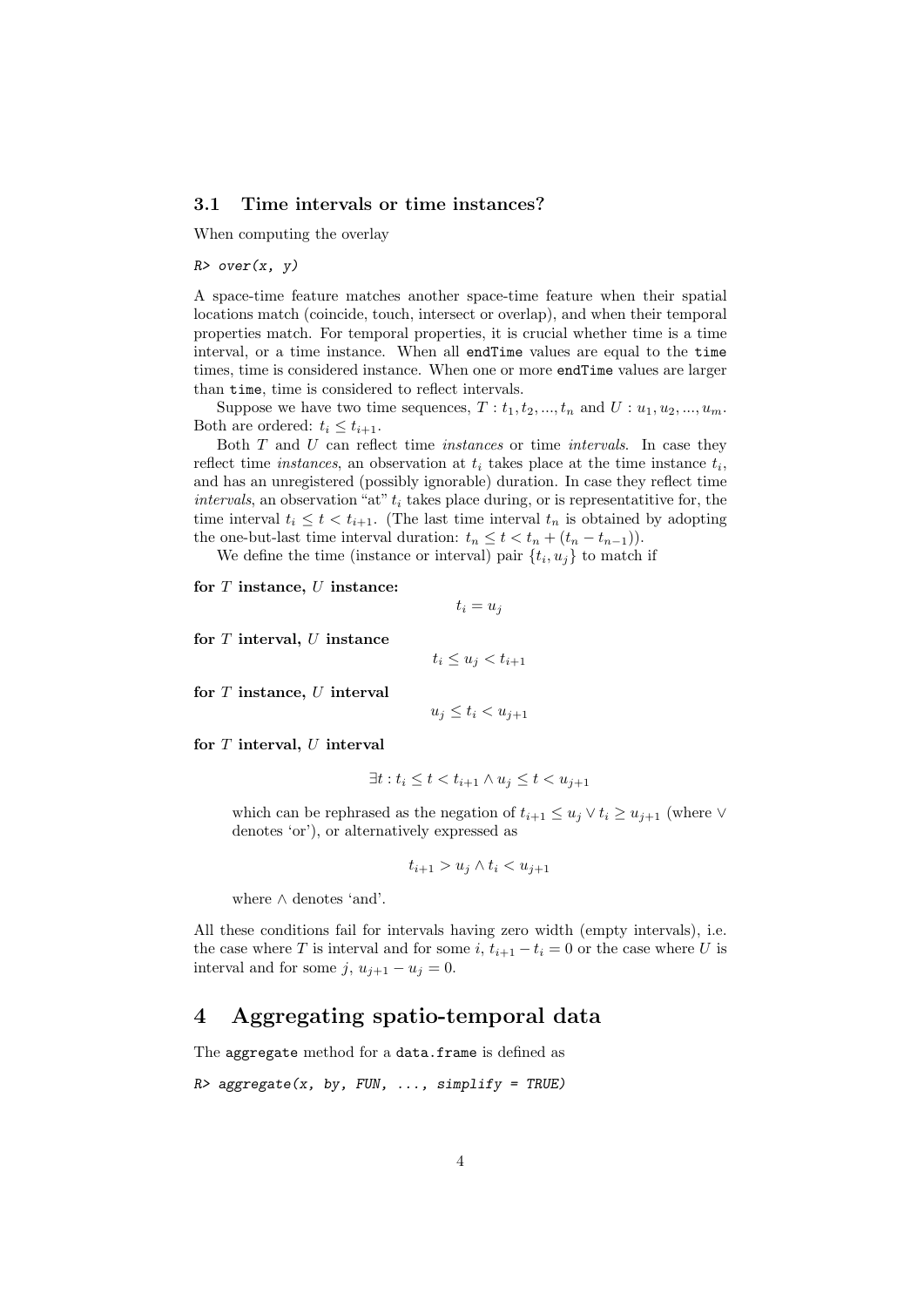## 3.1 Time intervals or time instances?

When computing the overlay

```
R> over(x, y)
```

A space-time feature matches another space-time feature when their spatial locations match (coincide, touch, intersect or overlap), and when their temporal properties match. For temporal properties, it is crucial whether time is a time interval, or a time instance. When all `endTime` values are equal to the `time` times, time is considered instance. When one or more `endTime` values are larger than `time`, time is considered to reflect intervals.

Suppose we have two time sequences, $T : t_1, t_2, ..., t_n$ and $U : u_1, u_2, ..., u_m$. Both are ordered: $t_i \leq t_{i+1}$.

Both $T$ and $U$ can reflect time *instances* or time *intervals*. In case they reflect time *instances*, an observation at $t_i$ takes place at the time instance $t_i$, and has an unregistered (possibly ignorable) duration. In case they reflect time *intervals*, an observation "at" $t_i$ takes place during, or is representatitive for, the time interval $t_i \leq t < t_{i+1}$. (The last time interval $t_n$ is obtained by adopting the one-but-last time interval duration: $t_n \leq t < t_n + (t_n - t_{n-1})$).

We define the time (instance or interval) pair $\{t_i, u_j\}$ to match if

**for $T$ instance, $U$ instance:**

$$t_i = u_j$$

**for $T$ interval, $U$ instance**

$$t_i \leq u_j < t_{i+1}$$

**for $T$ instance, $U$ interval**

$$u_j \leq t_i < u_{j+1}$$

**for $T$ interval, $U$ interval**

$$\exists t : t_i \leq t < t_{i+1} \wedge u_j \leq t < u_{j+1}$$

which can be rephrased as the negation of $t_{i+1} \leq u_j \vee t_i \geq u_{j+1}$ (where $\vee$ denotes 'or'), or alternatively expressed as

$$t_{i+1} > u_j \wedge t_i < u_{j+1}$$

where $\wedge$ denotes 'and'.

All these conditions fail for intervals having zero width (empty intervals), i.e. the case where $T$ is interval and for some $i$, $t_{i+1} - t_i = 0$ or the case where $U$ is interval and for some $j$, $u_{j+1} - u_j = 0$.

# 4 Aggregating spatio-temporal data

The `aggregate` method for a `data.frame` is defined as

```
R> aggregate(x, by, FUN, ..., simplify = TRUE)
```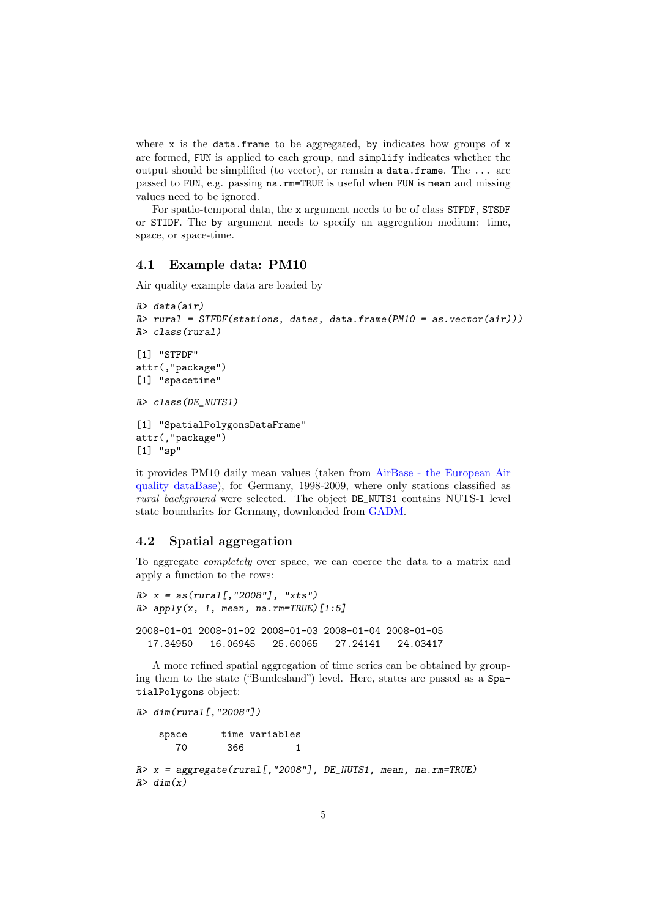where `x` is the `data.frame` to be aggregated, `by` indicates how groups of `x` are formed, `FUN` is applied to each group, and `simplify` indicates whether the output should be simplified (to vector), or remain a `data.frame`. The `...` are passed to `FUN`, e.g. passing `na.rm=TRUE` is useful when `FUN` is `mean` and missing values need to be ignored.

For spatio-temporal data, the `x` argument needs to be of class `STFDF`, `STSDF` or `STIDF`. The `by` argument needs to specify an aggregation medium: time, space, or space-time.

## 4.1 Example data: PM10

Air quality example data are loaded by

```
R> data(air)
R> rural = STFDF(stations, dates, data.frame(PM10 = as.vector(air)))
R> class(rural)

[1] "STFDF"
attr(,"package")
[1] "spacetime"

R> class(DE_NUTS1)

[1] "SpatialPolygonsDataFrame"
attr(,"package")
[1] "sp"
```

it provides PM10 daily mean values (taken from AirBase - the European Air quality dataBase), for Germany, 1998-2009, where only stations classified as *rural background* were selected. The object `DE_NUTS1` contains NUTS-1 level state boundaries for Germany, downloaded from GADM.

## 4.2 Spatial aggregation

To aggregate *completely* over space, we can coerce the data to a matrix and apply a function to the rows:

```
R> x = as(rural[,"2008"], "xts")
R> apply(x, 1, mean, na.rm=TRUE)[1:5]

2008-01-01 2008-01-02 2008-01-03 2008-01-04 2008-01-05
  17.34950   16.06945   25.60065   27.24141   24.03417
```

A more refined spatial aggregation of time series can be obtained by grouping them to the state ("Bundesland") level. Here, states are passed as a `SpatialPolygons` object:

```
R> dim(rural[,"2008"])

    space      time variables
       70       366         1

R> x = aggregate(rural[,"2008"], DE_NUTS1, mean, na.rm=TRUE)
R> dim(x)
```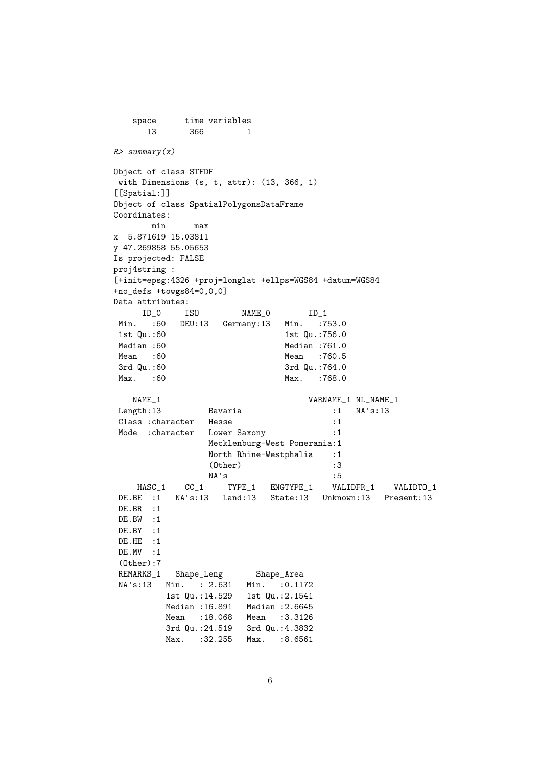```
    space      time variables
       13       366         1

R> summary(x)

Object of class STFDF
 with Dimensions (s, t, attr): (13, 366, 1)
[[Spatial:]]
Object of class SpatialPolygonsDataFrame
Coordinates:
        min      max
x  5.871619 15.03811
y 47.269858 55.05653
Is projected: FALSE
proj4string :
[+init=epsg:4326 +proj=longlat +ellps=WGS84 +datum=WGS84
+no_defs +towgs84=0,0,0]
Data attributes:
      ID_0     ISO         NAME_0        ID_1
 Min.   :60   DEU:13   Germany:13   Min.   :753.0
 1st Qu.:60                         1st Qu.:756.0
 Median :60                         Median :761.0
 Mean   :60                         Mean   :760.5
 3rd Qu.:60                         3rd Qu.:764.0
 Max.   :60                         Max.   :768.0

   NAME_1                              VARNAME_1 NL_NAME_1
 Length:13          Bavaria                  :1   NA's:13
 Class :character   Hesse                    :1
 Mode  :character   Lower Saxony             :1
                    Mecklenburg-West Pomerania:1
                    North Rhine-Westphalia    :1
                    (Other)                  :3
                    NA's                     :5
    HASC_1    CC_1     TYPE_1   ENGTYPE_1    VALIDFR_1    VALIDTO_1
 DE.BE  :1   NA's:13   Land:13   State:13   Unknown:13   Present:13
 DE.BR  :1
 DE.BW  :1
 DE.BY  :1
 DE.HE  :1
 DE.MV  :1
 (Other):7
 REMARKS_1   Shape_Leng       Shape_Area
 NA's:13   Min.   : 2.631   Min.   :0.1172
           1st Qu.:14.529   1st Qu.:2.1541
           Median :16.891   Median :2.6645
           Mean   :18.068   Mean   :3.3126
           3rd Qu.:24.519   3rd Qu.:4.3832
           Max.   :32.255   Max.   :8.6561
```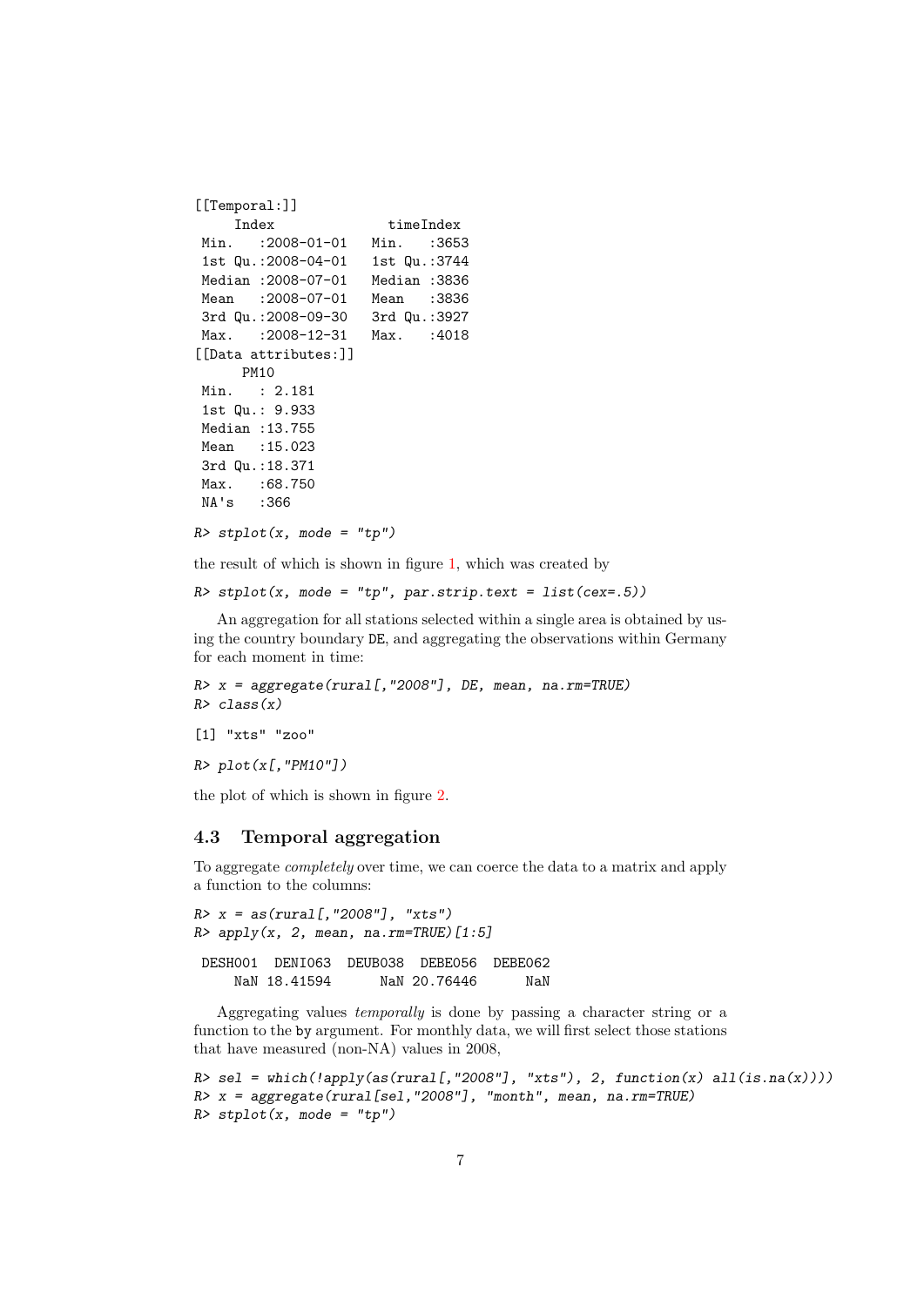```
[[Temporal:]]
     Index              timeIndex
 Min.   :2008-01-01   Min.   :3653
 1st Qu.:2008-04-01   1st Qu.:3744
 Median :2008-07-01   Median :3836
 Mean   :2008-07-01   Mean   :3836
 3rd Qu.:2008-09-30   3rd Qu.:3927
 Max.   :2008-12-31   Max.   :4018
[[Data attributes:]]
      PM10
 Min.   : 2.181
 1st Qu.: 9.933
 Median :13.755
 Mean   :15.023
 3rd Qu.:18.371
 Max.   :68.750
 NA's   :366
```

```
R> stplot(x, mode = "tp")
```

the result of which is shown in figure 1, which was created by

```
R> stplot(x, mode = "tp", par.strip.text = list(cex=.5))
```

An aggregation for all stations selected within a single area is obtained by using the country boundary DE, and aggregating the observations within Germany for each moment in time:

```
R> x = aggregate(rural[,"2008"], DE, mean, na.rm=TRUE)
R> class(x)

[1] "xts" "zoo"

R> plot(x[,"PM10"])
```

the plot of which is shown in figure 2.

### 4.3 Temporal aggregation

To aggregate *completely* over time, we can coerce the data to a matrix and apply a function to the columns:

```
R> x = as(rural[,"2008"], "xts")
R> apply(x, 2, mean, na.rm=TRUE)[1:5]

 DESH001  DENI063  DEUB038  DEBE056  DEBE062
     NaN 18.41594      NaN 20.76446      NaN
```

Aggregating values *temporally* is done by passing a character string or a function to the by argument. For monthly data, we will first select those stations that have measured (non-NA) values in 2008,

```
R> sel = which(!apply(as(rural[,"2008"], "xts"), 2, function(x) all(is.na(x))))
R> x = aggregate(rural[sel,"2008"], "month", mean, na.rm=TRUE)
R> stplot(x, mode = "tp")
```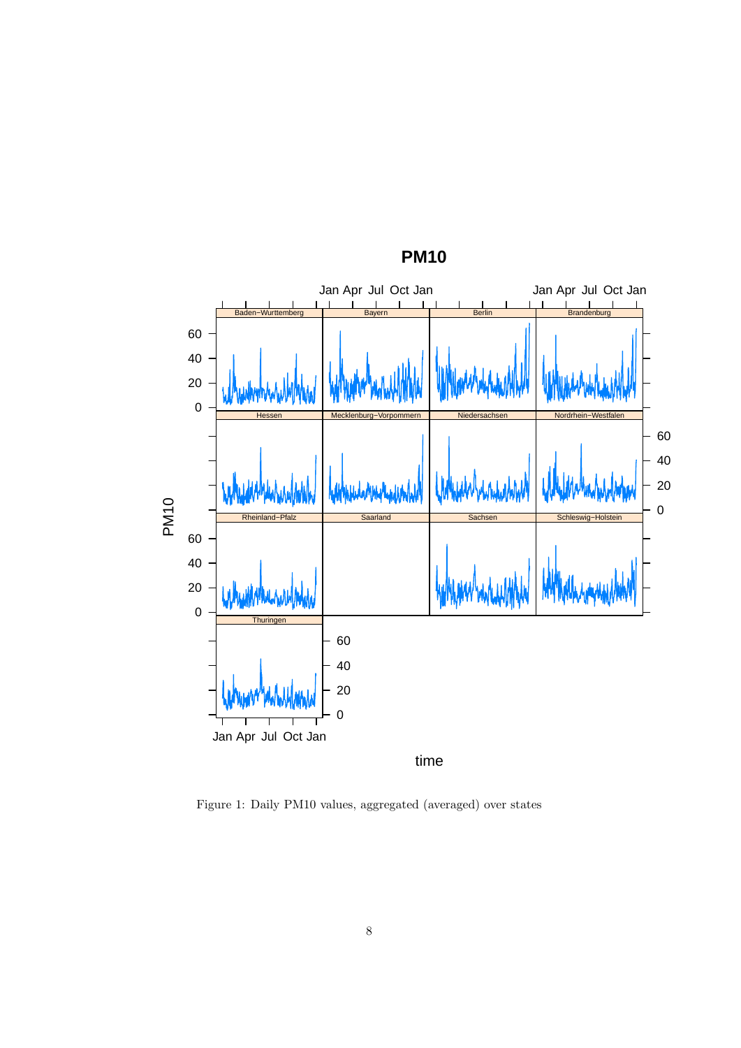Figure 1: Daily PM10 values, aggregated (averaged) over states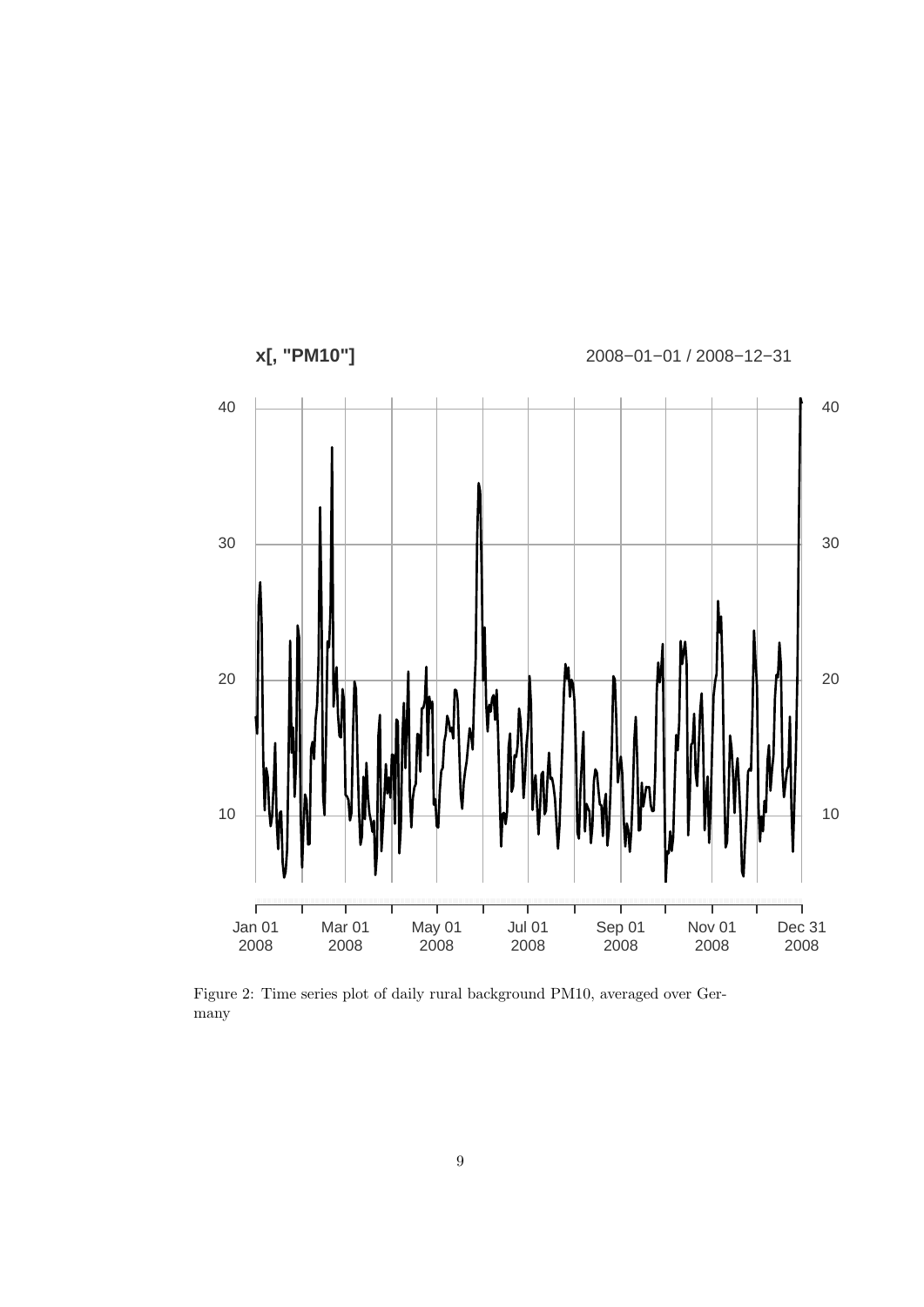Figure 2: Time series plot of daily rural background PM10, averaged over Germany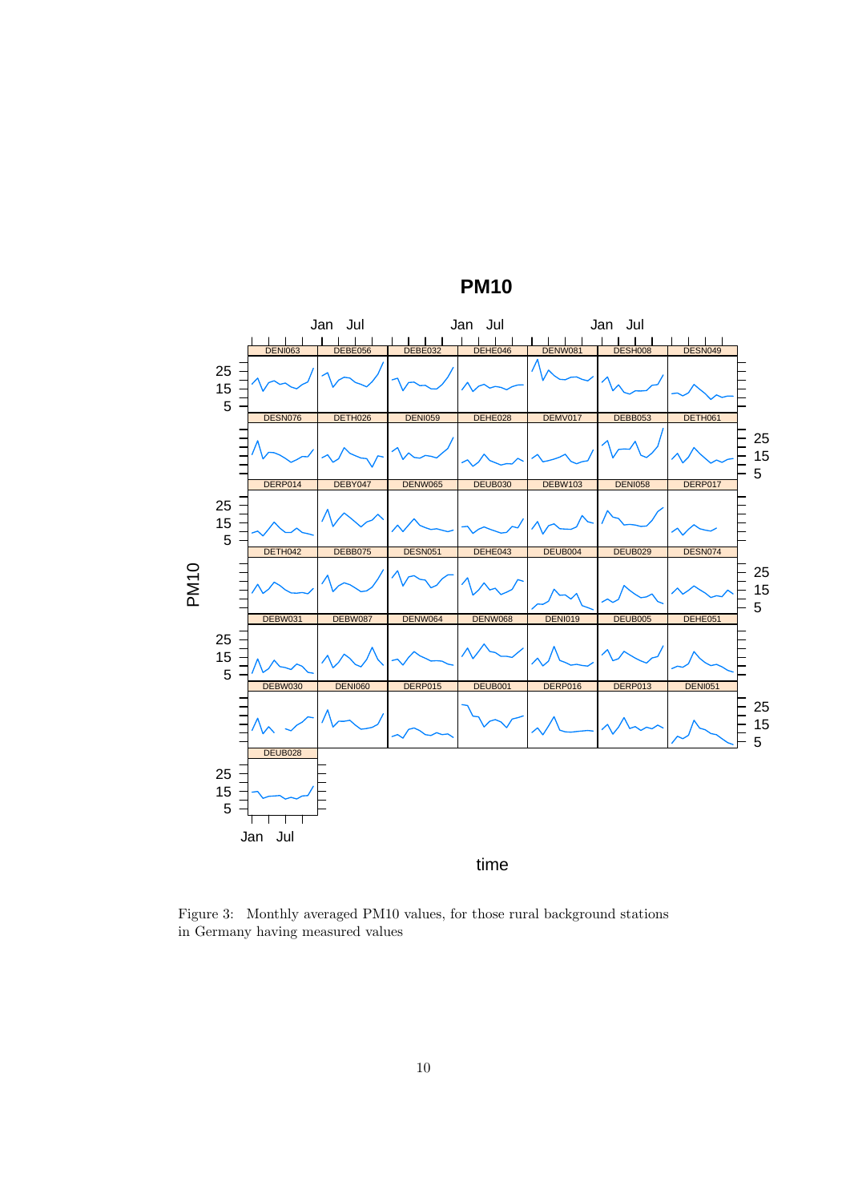Figure 3: Monthly averaged PM10 values, for those rural background stations in Germany having measured values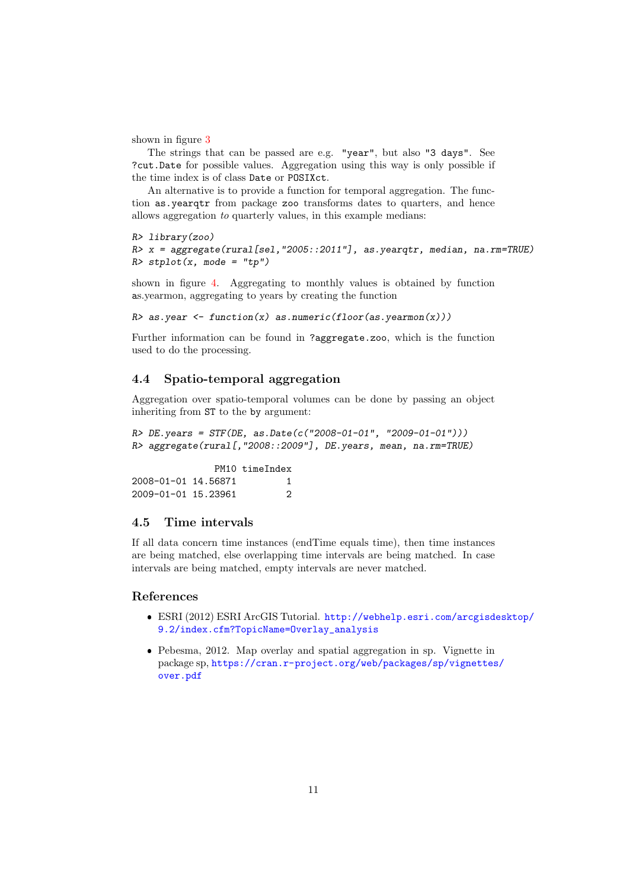shown in figure 3

The strings that can be passed are e.g. `"year"`, but also `"3 days"`. See `?cut.Date` for possible values. Aggregation using this way is only possible if the time index is of class `Date` or `POSIXct`.

An alternative is to provide a function for temporal aggregation. The function `as.yearqtr` from package `zoo` transforms dates to quarters, and hence allows aggregation *to* quarterly values, in this example medians:

```
R> library(zoo)
R> x = aggregate(rural[sel,"2005::2011"], as.yearqtr, median, na.rm=TRUE)
R> stplot(x, mode = "tp")
```

shown in figure 4. Aggregating to monthly values is obtained by function as.yearmon, aggregating to years by creating the function

```
R> as.year <- function(x) as.numeric(floor(as.yearmon(x)))
```

Further information can be found in `?aggregate.zoo`, which is the function used to do the processing.

## 4.4 Spatio-temporal aggregation

Aggregation over spatio-temporal volumes can be done by passing an object inheriting from `ST` to the `by` argument:

```
R> DE.years = STF(DE, as.Date(c("2008-01-01", "2009-01-01")))
R> aggregate(rural[,"2008::2009"], DE.years, mean, na.rm=TRUE)
```

```
               PM10 timeIndex
2008-01-01 14.56871         1
2009-01-01 15.23961         2
```

## 4.5 Time intervals

If all data concern time instances (endTime equals time), then time instances are being matched, else overlapping time intervals are being matched. In case intervals are being matched, empty intervals are never matched.

## References

- ESRI (2012) ESRI ArcGIS Tutorial. http://webhelp.esri.com/arcgisdesktop/9.2/index.cfm?TopicName=Overlay_analysis
- Pebesma, 2012. Map overlay and spatial aggregation in sp. Vignette in package sp, https://cran.r-project.org/web/packages/sp/vignettes/over.pdf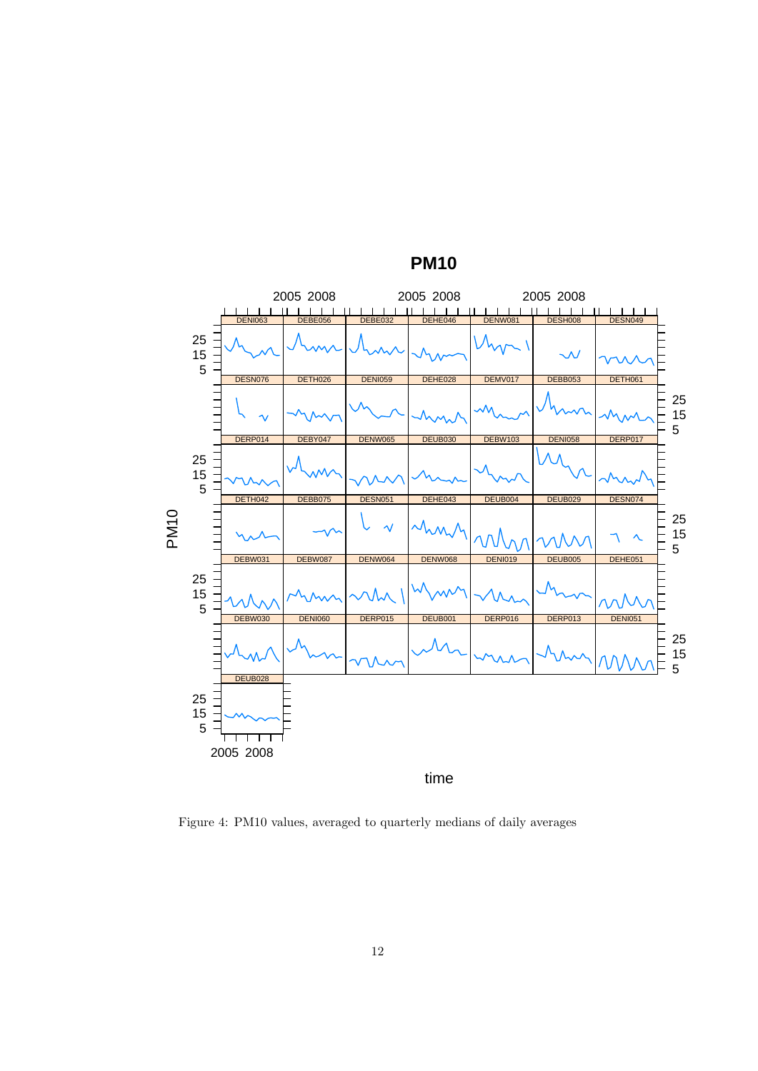**PM10**

DENI063 DEBE056 DEBE032 DEHE046 DENW081 DESH008 DESN049

DESN076 DETH026 DENI059 DEHE028 DEMV017 DEBB053 DETH061

DERP014 DEBY047 DENW065 DEUB030 DEBW103 DENI058 DERP017

DETH042 DEBB075 DESN051 DEHE043 DEUB004 DEUB029 DESN074

DEBW031 DEBW087 DENW064 DENW068 DENI019 DEUB005 DEHE051

DEBW030 DENI060 DERP015 DEUB001 DERP016 DERP013 DENI051

DEUB028

2005 2008

25
15
5

PM10

time

Figure 4: PM10 values, averaged to quarterly medians of daily averages